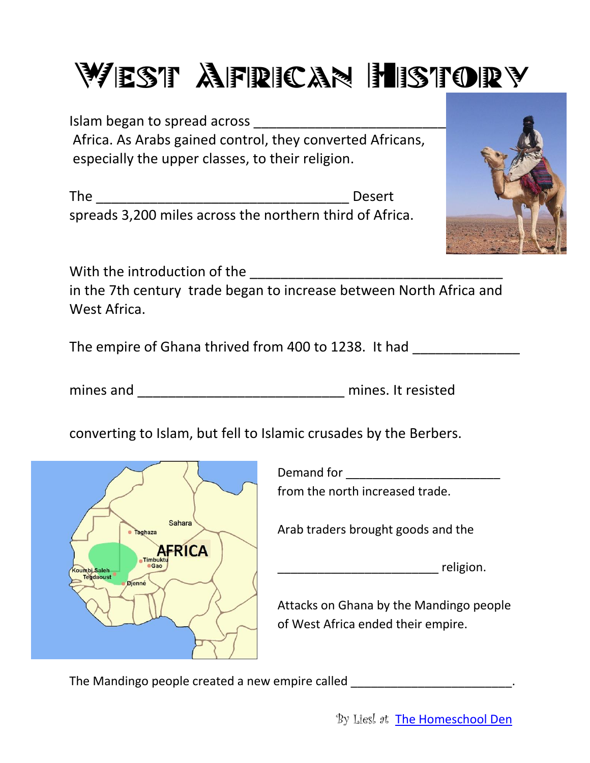# West African History

Islam began to spread across ______________________ Africa. As Arabs gained control, they converted Africans, especially the upper classes, to their religion.

The ______________________________ Desert spreads 3,200 miles across the northern third of Africa.

With the introduction of the ______________________________ in the 7th century trade began to increase between North Africa and West Africa.

The empire of Ghana thrived from 400 to 1238. It had ____________

mines and ________________________ mines. It resisted

converting to Islam, but fell to Islamic crusades by the Berbers.

Demand for ____________________ from the north increased trade.

Arab traders brought goods and the

_____________________ religion.

Attacks on Ghana by the Mandingo people of West Africa ended their empire.

The Mandingo people created a new empire called _____________________.

By Liesl at The Homeschool Den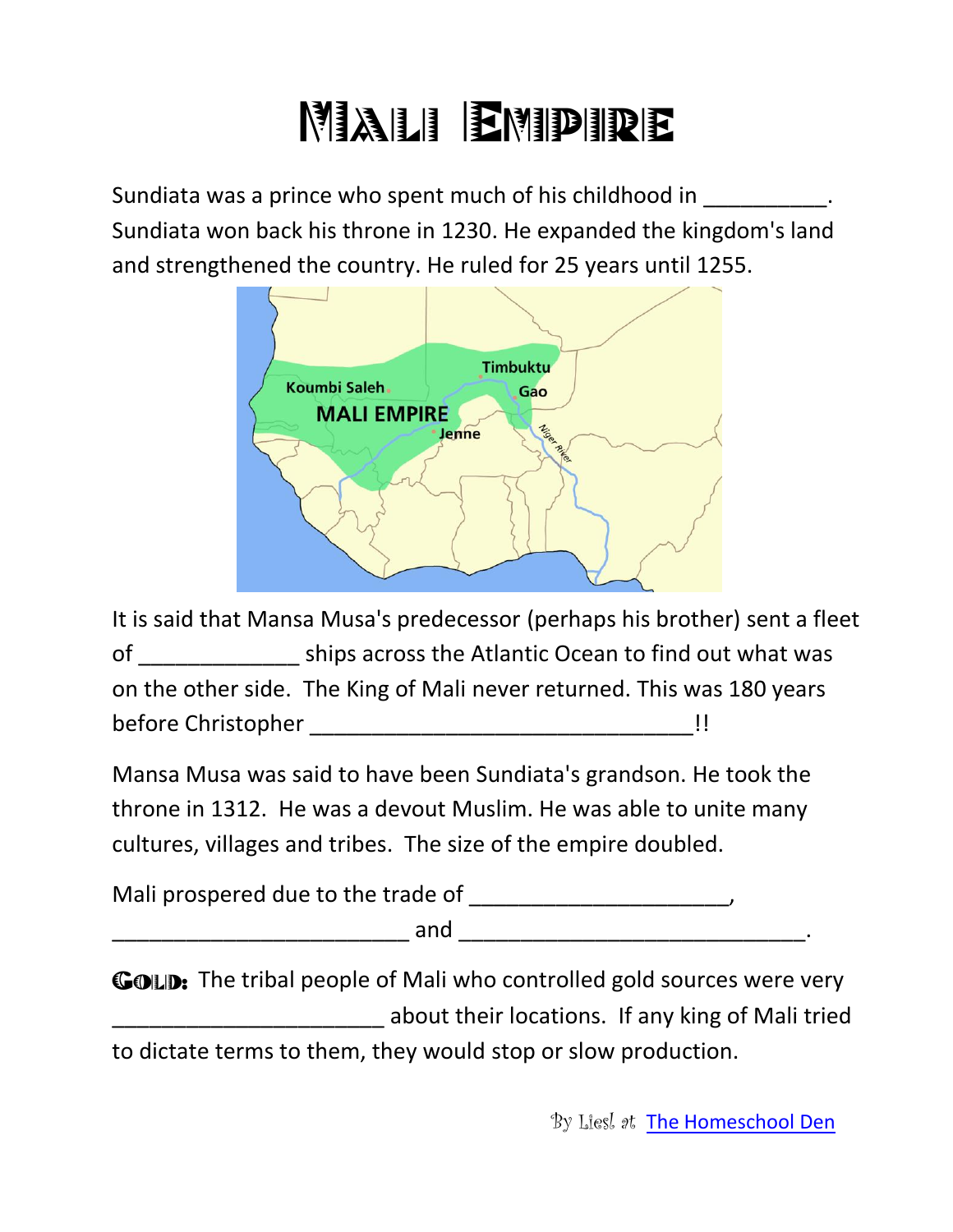# Mali Empire

Sundiata was a prince who spent much of his childhood in __________. Sundiata won back his throne in 1230. He expanded the kingdom's land and strengthened the country. He ruled for 25 years until 1255.

It is said that Mansa Musa's predecessor (perhaps his brother) sent a fleet of _____________ ships across the Atlantic Ocean to find out what was on the other side. The King of Mali never returned. This was 180 years before Christopher ________________________________!!

Mansa Musa was said to have been Sundiata's grandson. He took the throne in 1312. He was a devout Muslim. He was able to unite many cultures, villages and tribes. The size of the empire doubled.

Mali prospered due to the trade of ______________________, _________________________ and _____________________________.

**Gold:** The tribal people of Mali who controlled gold sources were very ______________________ about their locations. If any king of Mali tried to dictate terms to them, they would stop or slow production.

By Liesl at The Homeschool Den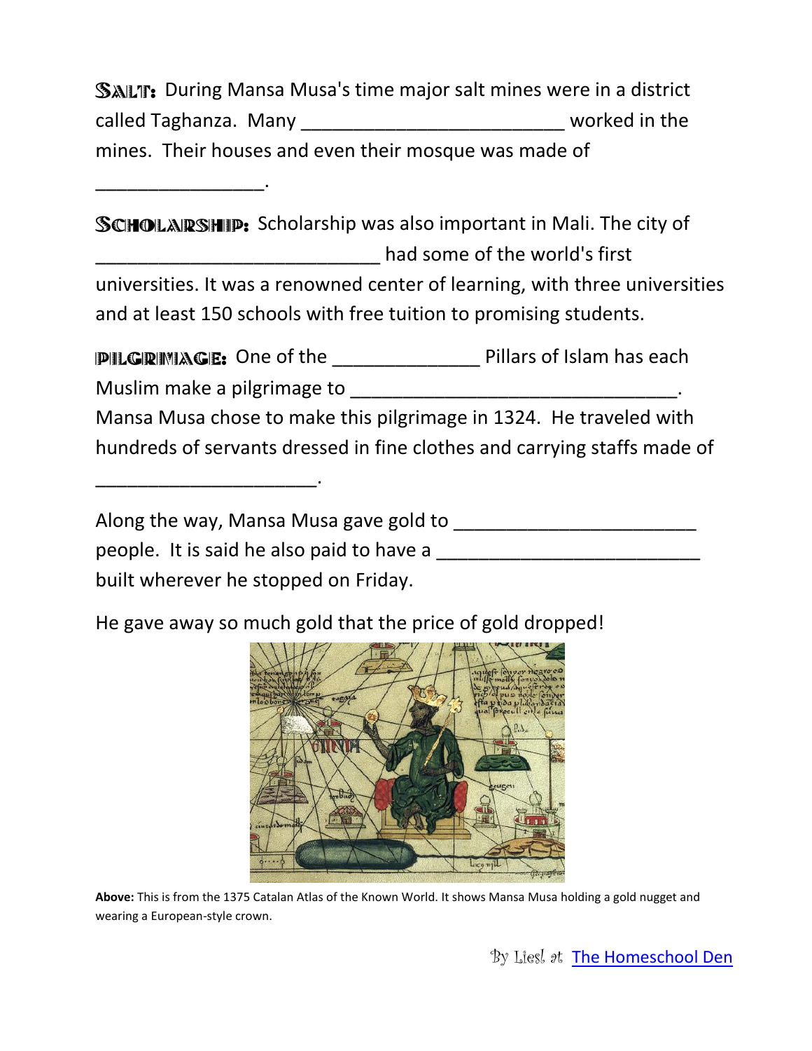**SALT:** During Mansa Musa's time major salt mines were in a district called Taghanza. Many ________________________ worked in the mines. Their houses and even their mosque was made of ________________.

**SCHOLARSHIP:** Scholarship was also important in Mali. The city of __________________________ had some of the world's first universities. It was a renowned center of learning, with three universities and at least 150 schools with free tuition to promising students.

**PILGRIMAGE:** One of the _____________ Pillars of Islam has each Muslim make a pilgrimage to ______________________________. Mansa Musa chose to make this pilgrimage in 1324. He traveled with hundreds of servants dressed in fine clothes and carrying staffs made of ____________________.

Along the way, Mansa Musa gave gold to ______________________ people. It is said he also paid to have a ________________________ built wherever he stopped on Friday.

He gave away so much gold that the price of gold dropped!

**Above:** This is from the 1375 Catalan Atlas of the Known World. It shows Mansa Musa holding a gold nugget and wearing a European-style crown.

By Liesl at The Homeschool Den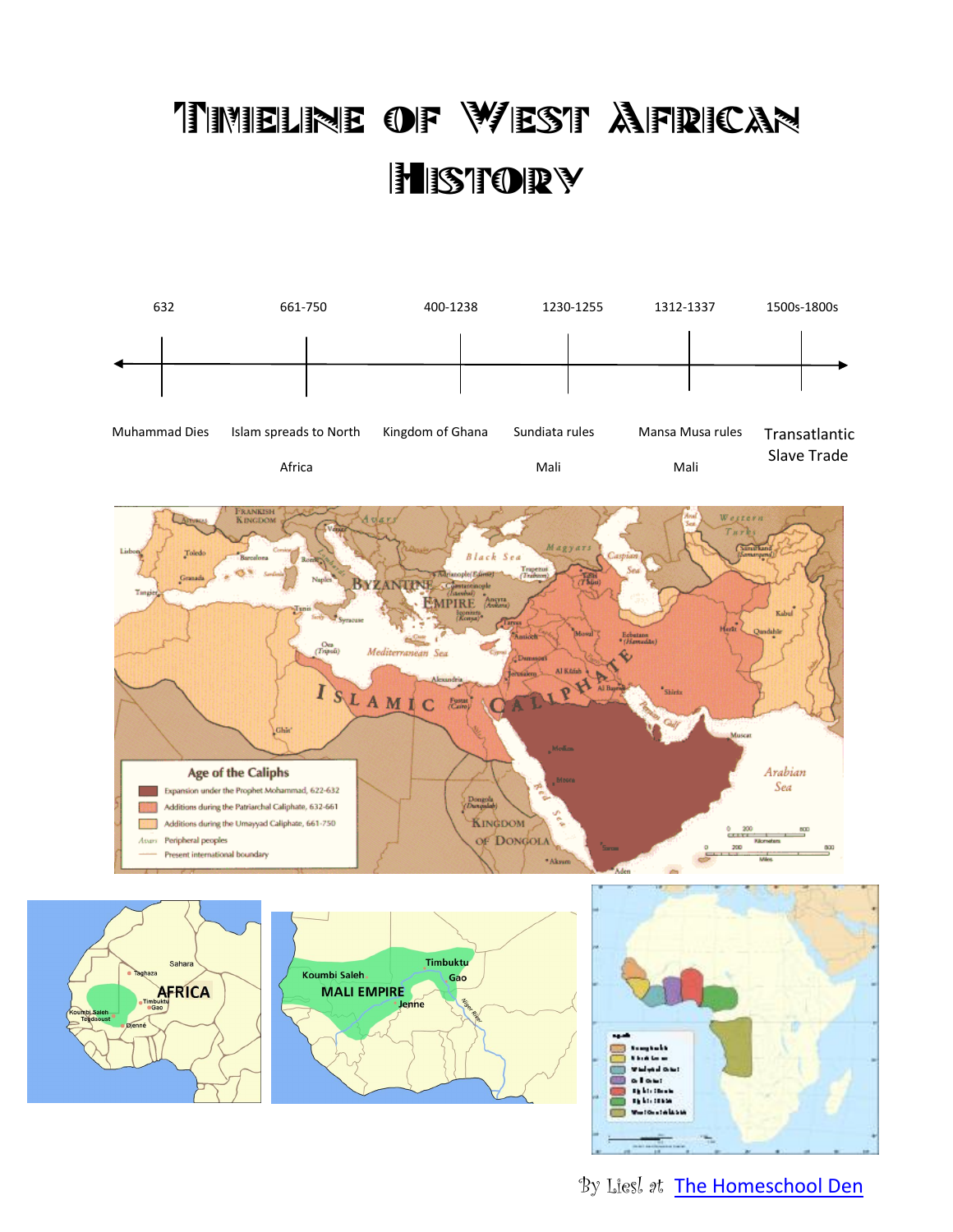# Timeline of West African History

| 632 | 661-750 | 400-1238 | 1230-1255 | 1312-1337 | 1500s-1800s |
|---|---|---|---|---|---|
| Muhammad Dies | Islam spreads to North Africa | Kingdom of Ghana | Sundiata rules Mali | Mansa Musa rules Mali | Transatlantic Slave Trade |

By Liesl at The Homeschool Den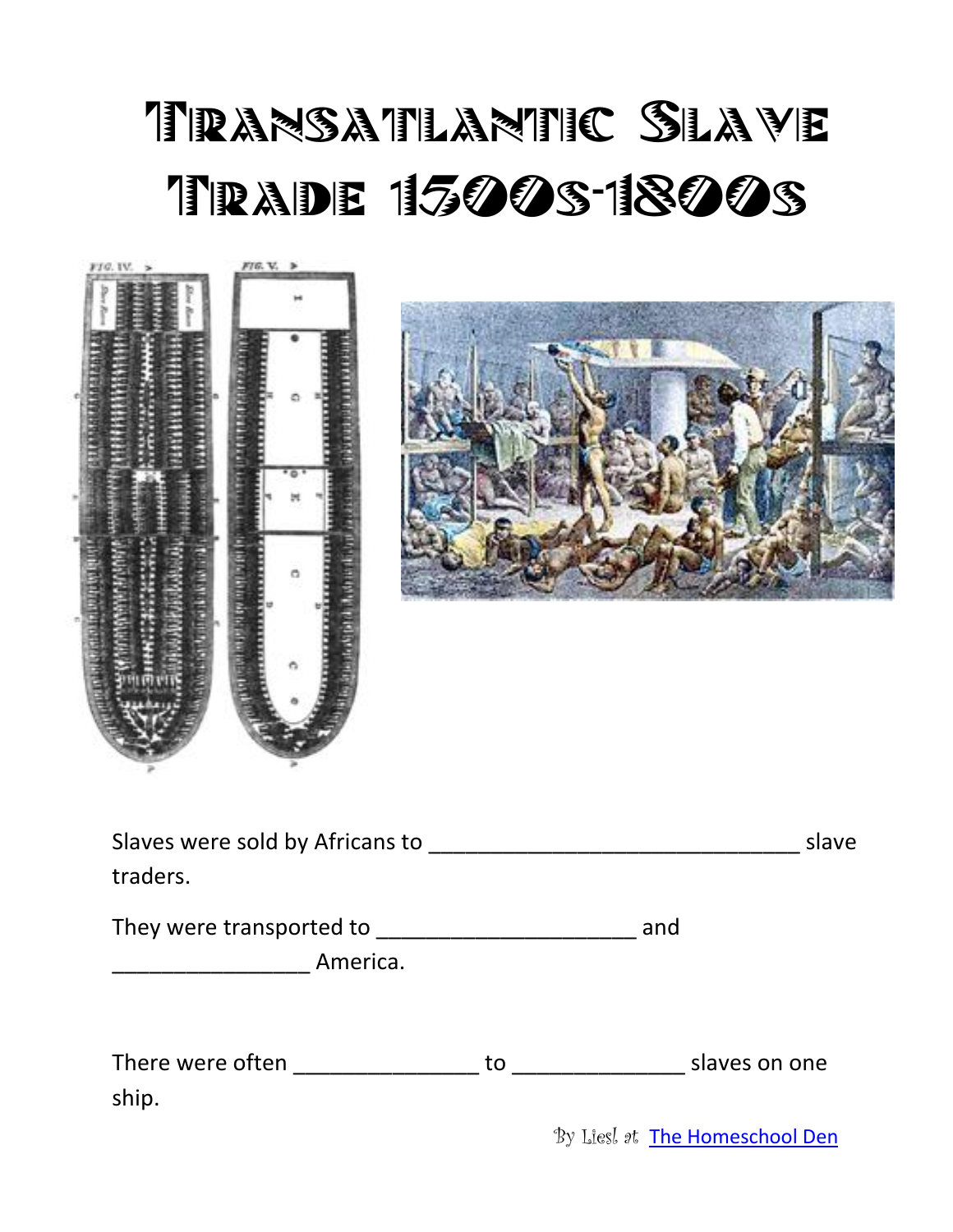# Transatlantic Slave Trade 1500s-1800s

Slaves were sold by Africans to ______________________________ slave traders.

They were transported to _____________________ and ________________ America.

There were often _______________ to ______________ slaves on one ship.

By Liesl at The Homeschool Den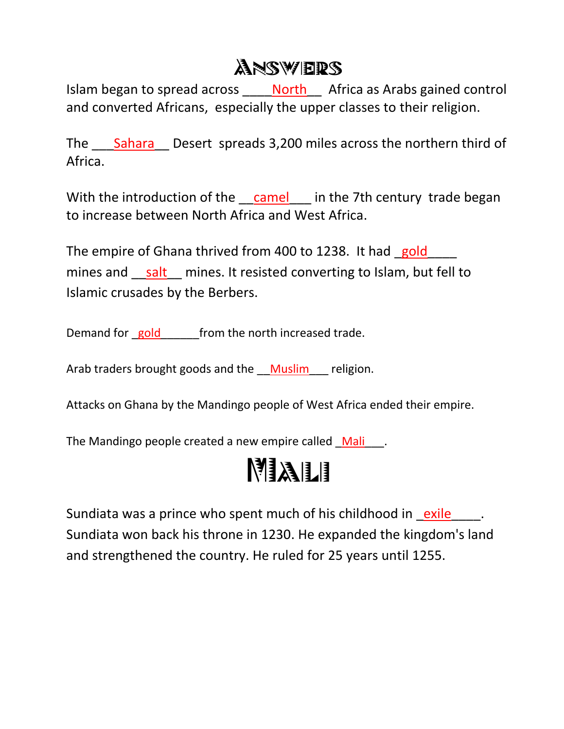# ANSWERS

Islam began to spread across ____North__ Africa as Arabs gained control and converted Africans, especially the upper classes to their religion.

The ___Sahara__ Desert spreads 3,200 miles across the northern third of Africa.

With the introduction of the __camel___ in the 7th century trade began to increase between North Africa and West Africa.

The empire of Ghana thrived from 400 to 1238. It had _gold____ mines and __salt__ mines. It resisted converting to Islam, but fell to Islamic crusades by the Berbers.

Demand for _gold______from the north increased trade.

Arab traders brought goods and the __Muslim___ religion.

Attacks on Ghana by the Mandingo people of West Africa ended their empire.

The Mandingo people created a new empire called _Mali___.

# MALI

Sundiata was a prince who spent much of his childhood in _exile____. Sundiata won back his throne in 1230. He expanded the kingdom's land and strengthened the country. He ruled for 25 years until 1255.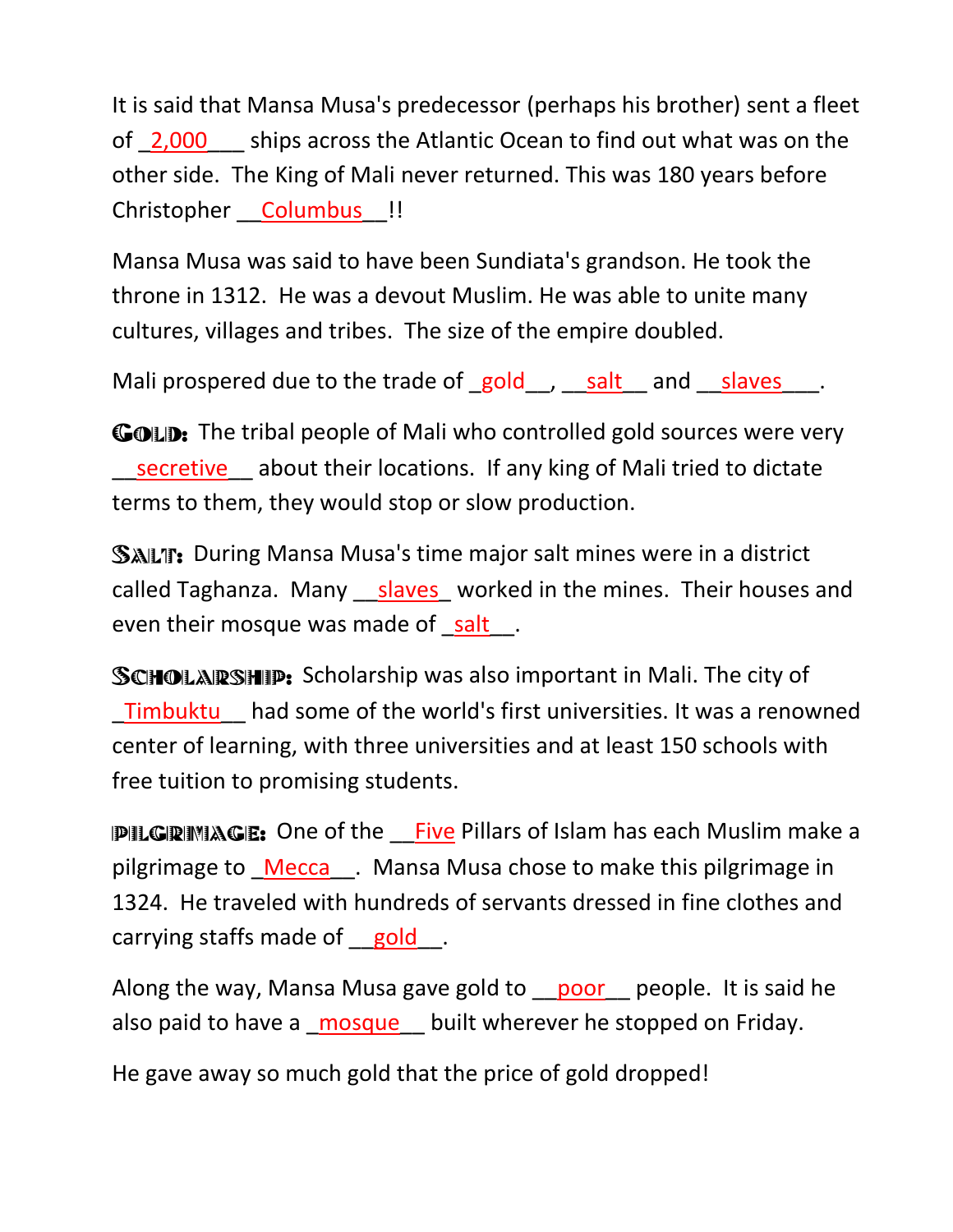It is said that Mansa Musa's predecessor (perhaps his brother) sent a fleet of _2,000___ ships across the Atlantic Ocean to find out what was on the other side. The King of Mali never returned. This was 180 years before Christopher __Columbus__!!

Mansa Musa was said to have been Sundiata's grandson. He took the throne in 1312. He was a devout Muslim. He was able to unite many cultures, villages and tribes. The size of the empire doubled.

Mali prospered due to the trade of _gold__, __salt__ and __slaves___.

**GOLD:** The tribal people of Mali who controlled gold sources were very __secretive__ about their locations. If any king of Mali tried to dictate terms to them, they would stop or slow production.

**SALT:** During Mansa Musa's time major salt mines were in a district called Taghanza. Many __slaves_ worked in the mines. Their houses and even their mosque was made of _salt__.

**SCHOLARSHIP:** Scholarship was also important in Mali. The city of _Timbuktu__ had some of the world's first universities. It was a renowned center of learning, with three universities and at least 150 schools with free tuition to promising students.

**PILGRIMAGE:** One of the __Five Pillars of Islam has each Muslim make a pilgrimage to _Mecca__. Mansa Musa chose to make this pilgrimage in 1324. He traveled with hundreds of servants dressed in fine clothes and carrying staffs made of __gold__.

Along the way, Mansa Musa gave gold to __poor__ people. It is said he also paid to have a _mosque__ built wherever he stopped on Friday.

He gave away so much gold that the price of gold dropped!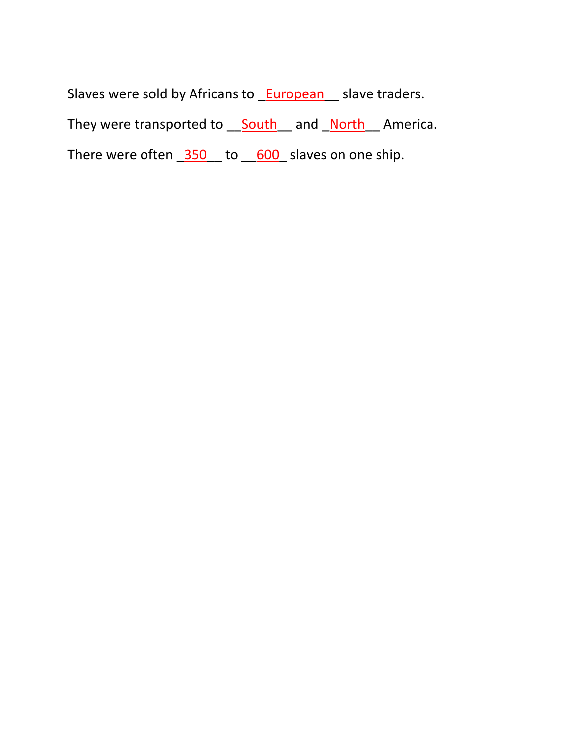Slaves were sold by Africans to _European__ slave traders.

They were transported to __South__ and _North__ America.

There were often _350__ to __600_ slaves on one ship.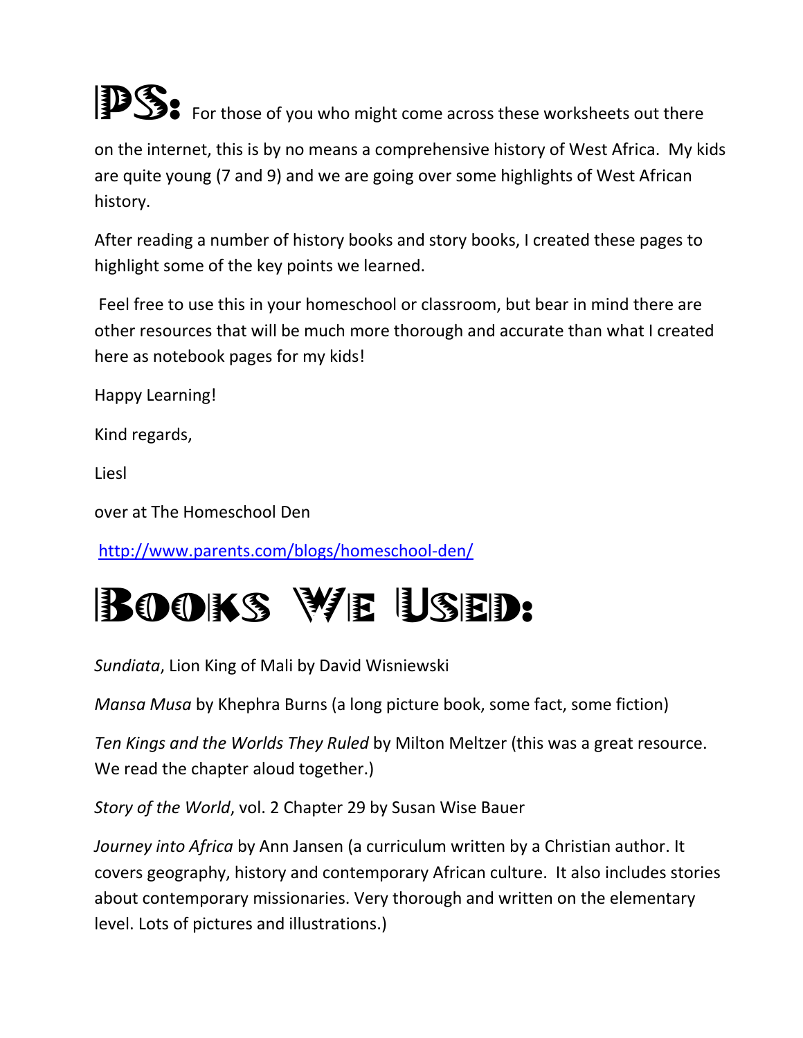**PS:** For those of you who might come across these worksheets out there on the internet, this is by no means a comprehensive history of West Africa. My kids are quite young (7 and 9) and we are going over some highlights of West African history.

After reading a number of history books and story books, I created these pages to highlight some of the key points we learned.

Feel free to use this in your homeschool or classroom, but bear in mind there are other resources that will be much more thorough and accurate than what I created here as notebook pages for my kids!

Happy Learning!

Kind regards,

Liesl

over at The Homeschool Den

http://www.parents.com/blogs/homeschool-den/

# Books We Used:

*Sundiata*, Lion King of Mali by David Wisniewski

*Mansa Musa* by Khephra Burns (a long picture book, some fact, some fiction)

*Ten Kings and the Worlds They Ruled* by Milton Meltzer (this was a great resource. We read the chapter aloud together.)

*Story of the World*, vol. 2 Chapter 29 by Susan Wise Bauer

*Journey into Africa* by Ann Jansen (a curriculum written by a Christian author. It covers geography, history and contemporary African culture. It also includes stories about contemporary missionaries. Very thorough and written on the elementary level. Lots of pictures and illustrations.)